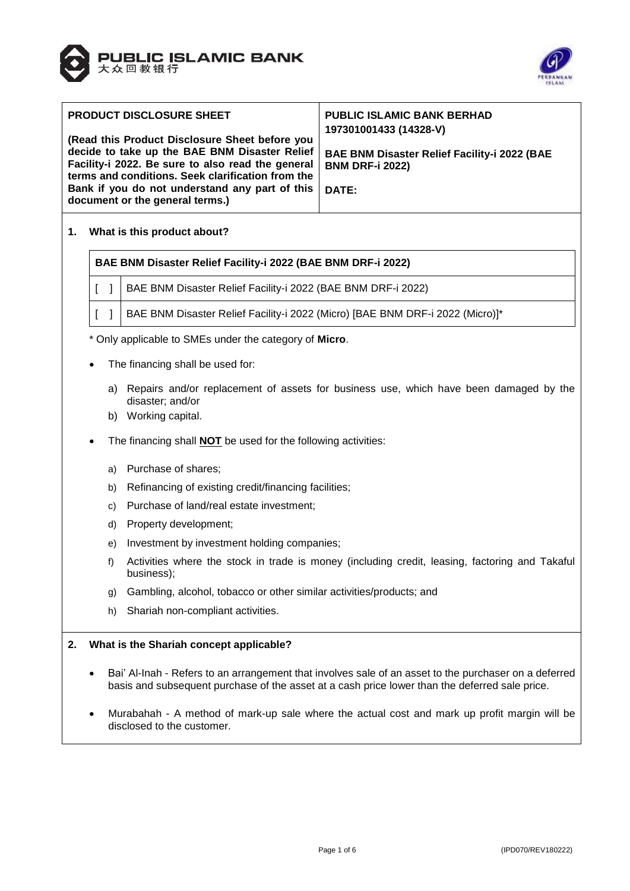| PRODUCT DISCLOSURE SHEET<br><br>**(Read this Product Disclosure Sheet before you decide to take up the BAE BNM Disaster Relief Facility-i 2022. Be sure to also read the general terms and conditions. Seek clarification from the Bank if you do not understand any part of this document or the general terms.)** | **PUBLIC ISLAMIC BANK BERHAD**<br>**197301001433 (14328-V)**<br><br>**BAE BNM Disaster Relief Facility-i 2022 (BAE BNM DRF-i 2022)**<br><br>**DATE:** |
|---|---|

## 1. What is this product about?

| **BAE BNM Disaster Relief Facility-i 2022 (BAE BNM DRF-i 2022)** | |
|---|---|
| [ ] | BAE BNM Disaster Relief Facility-i 2022 (BAE BNM DRF-i 2022) |
| [ ] | BAE BNM Disaster Relief Facility-i 2022 (Micro) [BAE BNM DRF-i 2022 (Micro)]* |

\* Only applicable to SMEs under the category of **Micro**.

- The financing shall be used for:
  - a) Repairs and/or replacement of assets for business use, which have been damaged by the disaster; and/or
  - b) Working capital.
- The financing shall **NOT** be used for the following activities:
  - a) Purchase of shares;
  - b) Refinancing of existing credit/financing facilities;
  - c) Purchase of land/real estate investment;
  - d) Property development;
  - e) Investment by investment holding companies;
  - f) Activities where the stock in trade is money (including credit, leasing, factoring and Takaful business);
  - g) Gambling, alcohol, tobacco or other similar activities/products; and
  - h) Shariah non-compliant activities.

## 2. What is the Shariah concept applicable?

- Bai' Al-Inah - Refers to an arrangement that involves sale of an asset to the purchaser on a deferred basis and subsequent purchase of the asset at a cash price lower than the deferred sale price.
- Murabahah - A method of mark-up sale where the actual cost and mark up profit margin will be disclosed to the customer.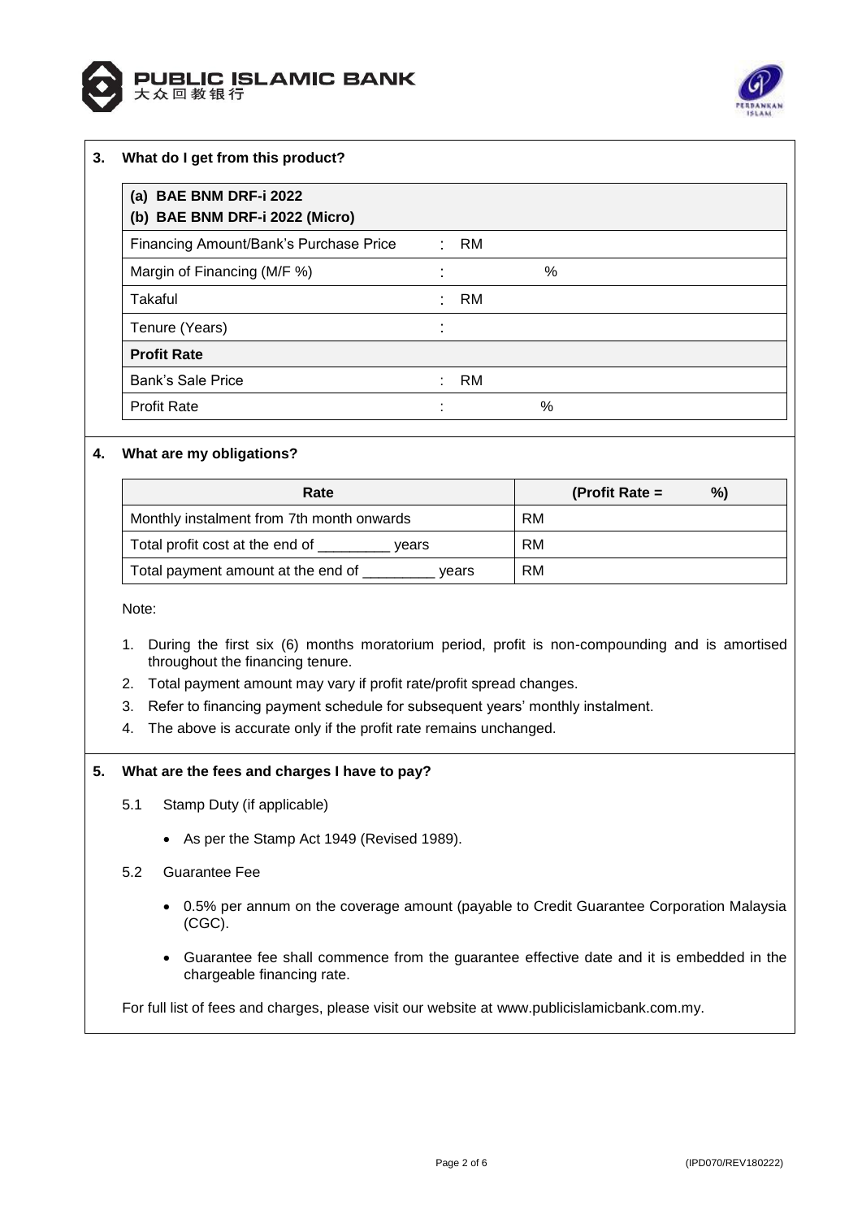## 3. What do I get from this product?

| (a) BAE BNM DRF-i 2022<br>(b) BAE BNM DRF-i 2022 (Micro) | | |
|---|---|---|
| Financing Amount/Bank's Purchase Price | : | RM |
| Margin of Financing (M/F %) | : | % |
| Takaful | : | RM |
| Tenure (Years) | : | |
| **Profit Rate** | | |
| Bank's Sale Price | : | RM |
| Profit Rate | : | % |

## 4. What are my obligations?

| Rate | (Profit Rate = %) |
|---|---|
| Monthly instalment from 7th month onwards | RM |
| Total profit cost at the end of _________ years | RM |
| Total payment amount at the end of _________ years | RM |

Note:

1. During the first six (6) months moratorium period, profit is non-compounding and is amortised throughout the financing tenure.
2. Total payment amount may vary if profit rate/profit spread changes.
3. Refer to financing payment schedule for subsequent years' monthly instalment.
4. The above is accurate only if the profit rate remains unchanged.

## 5. What are the fees and charges I have to pay?

5.1 Stamp Duty (if applicable)

- As per the Stamp Act 1949 (Revised 1989).

5.2 Guarantee Fee

- 0.5% per annum on the coverage amount (payable to Credit Guarantee Corporation Malaysia (CGC).
- Guarantee fee shall commence from the guarantee effective date and it is embedded in the chargeable financing rate.

For full list of fees and charges, please visit our website at www.publicislamicbank.com.my.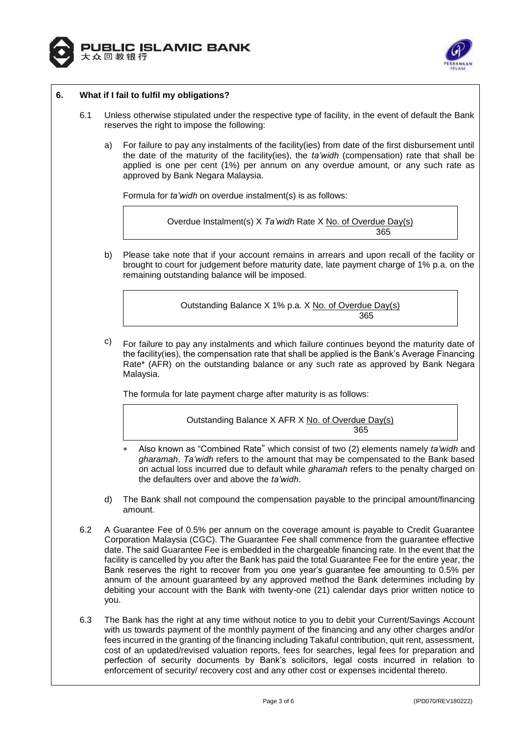## 6. What if I fail to fulfil my obligations?

6.1 Unless otherwise stipulated under the respective type of facility, in the event of default the Bank reserves the right to impose the following:

a) For failure to pay any instalments of the facility(ies) from date of the first disbursement until the date of the maturity of the facility(ies), the *ta'widh* (compensation) rate that shall be applied is one per cent (1%) per annum on any overdue amount, or any such rate as approved by Bank Negara Malaysia.

Formula for *ta'widh* on overdue instalment(s) is as follows:

$$\text{Overdue Instalment(s)} \times \textit{Ta'widh} \text{ Rate} \times \frac{\text{No. of Overdue Day(s)}}{365}$$

b) Please take note that if your account remains in arrears and upon recall of the facility or brought to court for judgement before maturity date, late payment charge of 1% p.a. on the remaining outstanding balance will be imposed.

$$\text{Outstanding Balance} \times 1\% \text{ p.a.} \times \frac{\text{No. of Overdue Day(s)}}{365}$$

c) For failure to pay any instalments and which failure continues beyond the maturity date of the facility(ies), the compensation rate that shall be applied is the Bank's Average Financing Rate* (AFR) on the outstanding balance or any such rate as approved by Bank Negara Malaysia.

The formula for late payment charge after maturity is as follows:

$$\text{Outstanding Balance} \times \text{AFR} \times \frac{\text{No. of Overdue Day(s)}}{365}$$

\* Also known as "Combined Rate" which consist of two (2) elements namely *ta'widh* and *gharamah*. *Ta'widh* refers to the amount that may be compensated to the Bank based on actual loss incurred due to default while *gharamah* refers to the penalty charged on the defaulters over and above the *ta'widh*.

d) The Bank shall not compound the compensation payable to the principal amount/financing amount.

6.2 A Guarantee Fee of 0.5% per annum on the coverage amount is payable to Credit Guarantee Corporation Malaysia (CGC). The Guarantee Fee shall commence from the guarantee effective date. The said Guarantee Fee is embedded in the chargeable financing rate. In the event that the facility is cancelled by you after the Bank has paid the total Guarantee Fee for the entire year, the Bank reserves the right to recover from you one year's guarantee fee amounting to 0.5% per annum of the amount guaranteed by any approved method the Bank determines including by debiting your account with the Bank with twenty-one (21) calendar days prior written notice to you.

6.3 The Bank has the right at any time without notice to you to debit your Current/Savings Account with us towards payment of the monthly payment of the financing and any other charges and/or fees incurred in the granting of the financing including Takaful contribution, quit rent, assessment, cost of an updated/revised valuation reports, fees for searches, legal fees for preparation and perfection of security documents by Bank's solicitors, legal costs incurred in relation to enforcement of security/ recovery cost and any other cost or expenses incidental thereto.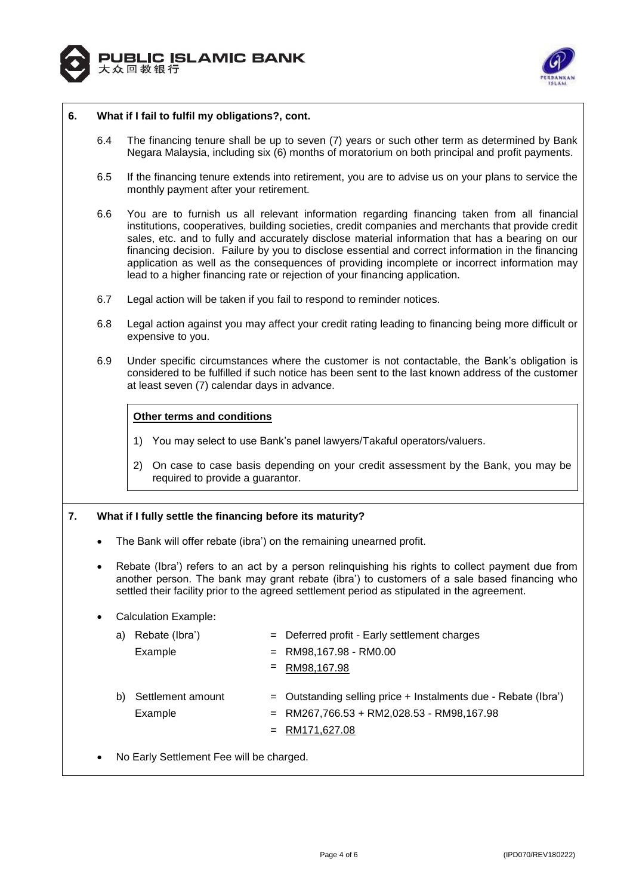## 6. What if I fail to fulfil my obligations?, cont.

6.4 The financing tenure shall be up to seven (7) years or such other term as determined by Bank Negara Malaysia, including six (6) months of moratorium on both principal and profit payments.

6.5 If the financing tenure extends into retirement, you are to advise us on your plans to service the monthly payment after your retirement.

6.6 You are to furnish us all relevant information regarding financing taken from all financial institutions, cooperatives, building societies, credit companies and merchants that provide credit sales, etc. and to fully and accurately disclose material information that has a bearing on our financing decision. Failure by you to disclose essential and correct information in the financing application as well as the consequences of providing incomplete or incorrect information may lead to a higher financing rate or rejection of your financing application.

6.7 Legal action will be taken if you fail to respond to reminder notices.

6.8 Legal action against you may affect your credit rating leading to financing being more difficult or expensive to you.

6.9 Under specific circumstances where the customer is not contactable, the Bank's obligation is considered to be fulfilled if such notice has been sent to the last known address of the customer at least seven (7) calendar days in advance.

**Other terms and conditions**

1) You may select to use Bank's panel lawyers/Takaful operators/valuers.
2) On case to case basis depending on your credit assessment by the Bank, you may be required to provide a guarantor.

## 7. What if I fully settle the financing before its maturity?

- The Bank will offer rebate (ibra') on the remaining unearned profit.
- Rebate (Ibra') refers to an act by a person relinquishing his rights to collect payment due from another person. The bank may grant rebate (ibra') to customers of a sale based financing who settled their facility prior to the agreed settlement period as stipulated in the agreement.
- Calculation Example:

  a) Rebate (Ibra') = Deferred profit - Early settlement charges
     Example = RM98,167.98 - RM0.00
     = RM98,167.98

  b) Settlement amount = Outstanding selling price + Instalments due - Rebate (Ibra')
     Example = RM267,766.53 + RM2,028.53 - RM98,167.98
     = RM171,627.08

- No Early Settlement Fee will be charged.

(IPD070/REV180222)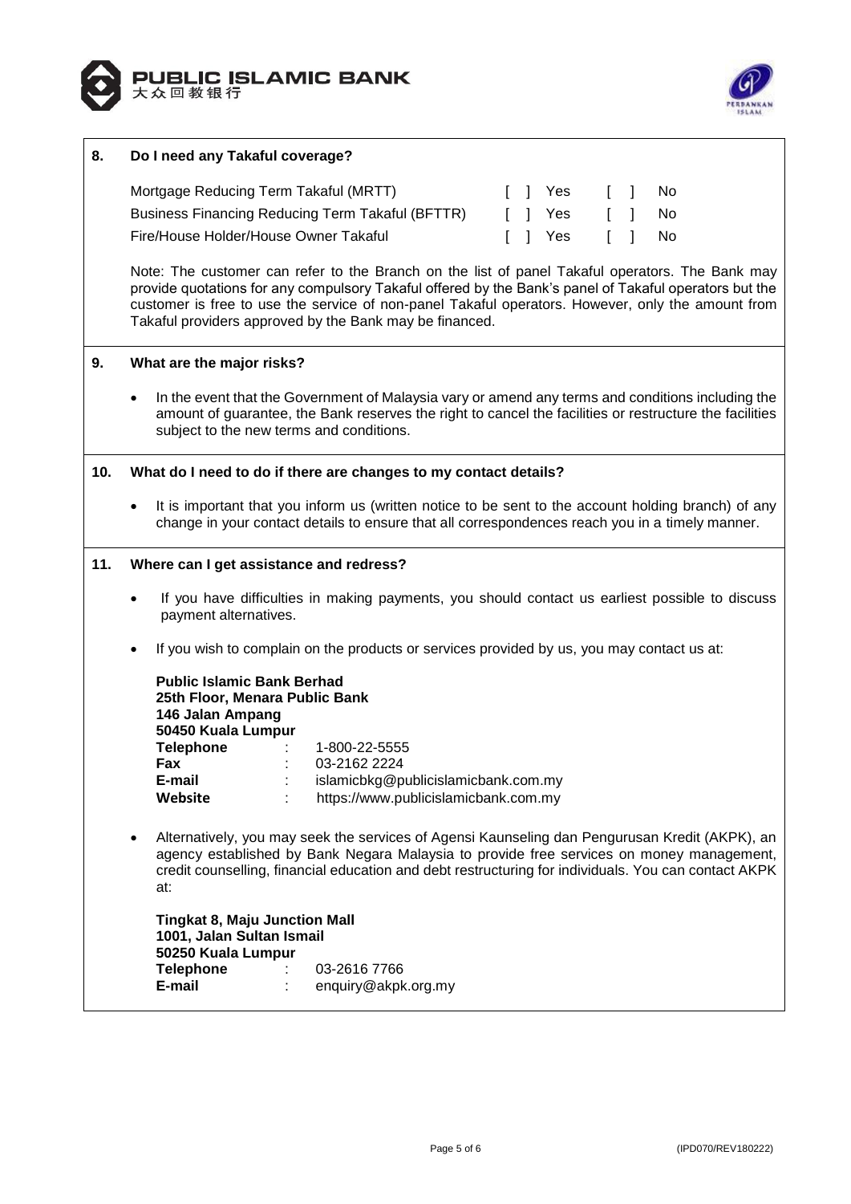## 8. Do I need any Takaful coverage?

| | | |
|---|---|---|
| Mortgage Reducing Term Takaful (MRTT) | [ ] Yes | [ ] No |
| Business Financing Reducing Term Takaful (BFTTR) | [ ] Yes | [ ] No |
| Fire/House Holder/House Owner Takaful | [ ] Yes | [ ] No |

Note: The customer can refer to the Branch on the list of panel Takaful operators. The Bank may provide quotations for any compulsory Takaful offered by the Bank's panel of Takaful operators but the customer is free to use the service of non-panel Takaful operators. However, only the amount from Takaful providers approved by the Bank may be financed.

## 9. What are the major risks?

- In the event that the Government of Malaysia vary or amend any terms and conditions including the amount of guarantee, the Bank reserves the right to cancel the facilities or restructure the facilities subject to the new terms and conditions.

## 10. What do I need to do if there are changes to my contact details?

- It is important that you inform us (written notice to be sent to the account holding branch) of any change in your contact details to ensure that all correspondences reach you in a timely manner.

## 11. Where can I get assistance and redress?

- If you have difficulties in making payments, you should contact us earliest possible to discuss payment alternatives.

- If you wish to complain on the products or services provided by us, you may contact us at:

  **Public Islamic Bank Berhad**
  **25th Floor, Menara Public Bank**
  **146 Jalan Ampang**
  **50450 Kuala Lumpur**
  **Telephone** : 1-800-22-5555
  **Fax** : 03-2162 2224
  **E-mail** : islamicbkg@publicislamicbank.com.my
  **Website** : https://www.publicislamicbank.com.my

- Alternatively, you may seek the services of Agensi Kaunseling dan Pengurusan Kredit (AKPK), an agency established by Bank Negara Malaysia to provide free services on money management, credit counselling, financial education and debt restructuring for individuals. You can contact AKPK at:

  **Tingkat 8, Maju Junction Mall**
  **1001, Jalan Sultan Ismail**
  **50250 Kuala Lumpur**
  **Telephone** : 03-2616 7766
  **E-mail** : enquiry@akpk.org.my

(IPD070/REV180222)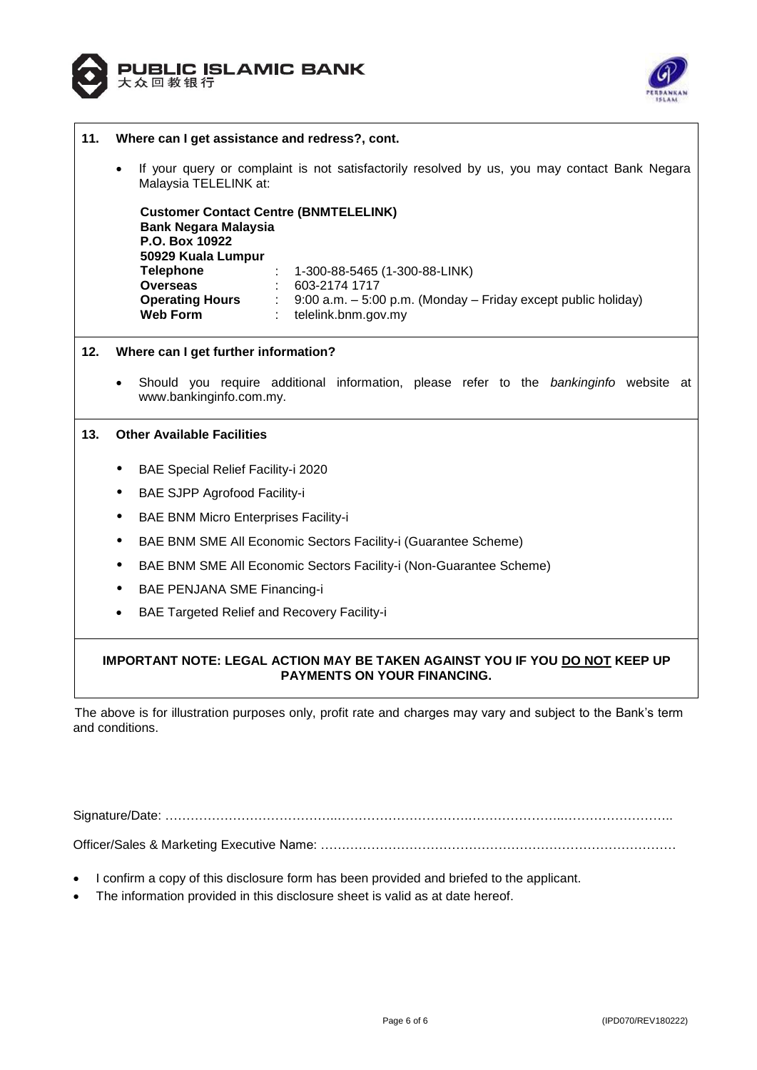## 11. Where can I get assistance and redress?, cont.

- If your query or complaint is not satisfactorily resolved by us, you may contact Bank Negara Malaysia TELELINK at:

**Customer Contact Centre (BNMTELELINK)**
**Bank Negara Malaysia**
**P.O. Box 10922**
**50929 Kuala Lumpur**

| | | |
|---|---|---|
| **Telephone** | : | 1-300-88-5465 (1-300-88-LINK) |
| **Overseas** | : | 603-2174 1717 |
| **Operating Hours** | : | 9:00 a.m. – 5:00 p.m. (Monday – Friday except public holiday) |
| **Web Form** | : | telelink.bnm.gov.my |

## 12. Where can I get further information?

- Should you require additional information, please refer to the *bankinginfo* website at www.bankinginfo.com.my.

## 13. Other Available Facilities

- BAE Special Relief Facility-i 2020
- BAE SJPP Agrofood Facility-i
- BAE BNM Micro Enterprises Facility-i
- BAE BNM SME All Economic Sectors Facility-i (Guarantee Scheme)
- BAE BNM SME All Economic Sectors Facility-i (Non-Guarantee Scheme)
- BAE PENJANA SME Financing-i
- BAE Targeted Relief and Recovery Facility-i

**IMPORTANT NOTE: LEGAL ACTION MAY BE TAKEN AGAINST YOU IF YOU <u>DO NOT</u> KEEP UP PAYMENTS ON YOUR FINANCING.**

The above is for illustration purposes only, profit rate and charges may vary and subject to the Bank's term and conditions.

Signature/Date: ……………………………………………………………………………………………………………..

Officer/Sales & Marketing Executive Name: ………………………………………………………………………

- I confirm a copy of this disclosure form has been provided and briefed to the applicant.
- The information provided in this disclosure sheet is valid as at date hereof.

(IPD070/REV180222)